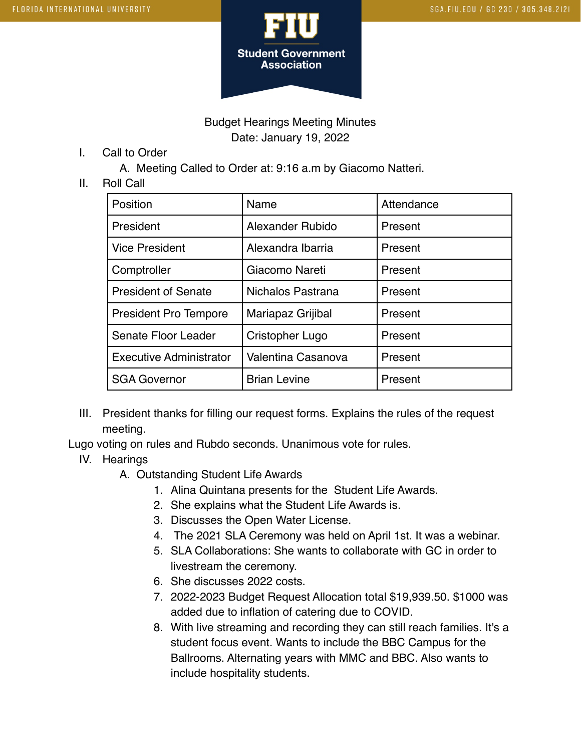Budget Hearings Meeting Minutes
Date: January 19, 2022

I. Call to Order
   A. Meeting Called to Order at: 9:16 a.m by Giacomo Natteri.

II. Roll Call

| Position | Name | Attendance |
|---|---|---|
| President | Alexander Rubido | Present |
| Vice President | Alexandra Ibarria | Present |
| Comptroller | Giacomo Nareti | Present |
| President of Senate | Nichalos Pastrana | Present |
| President Pro Tempore | Mariapaz Grijibal | Present |
| Senate Floor Leader | Cristopher Lugo | Present |
| Executive Administrator | Valentina Casanova | Present |
| SGA Governor | Brian Levine | Present |

III. President thanks for filling our request forms. Explains the rules of the request meeting.

Lugo voting on rules and Rubdo seconds. Unanimous vote for rules.

IV. Hearings
   A. Outstanding Student Life Awards
      1. Alina Quintana presents for the Student Life Awards.
      2. She explains what the Student Life Awards is.
      3. Discusses the Open Water License.
      4. The 2021 SLA Ceremony was held on April 1st. It was a webinar.
      5. SLA Collaborations: She wants to collaborate with GC in order to livestream the ceremony.
      6. She discusses 2022 costs.
      7. 2022-2023 Budget Request Allocation total $19,939.50. $1000 was added due to inflation of catering due to COVID.
      8. With live streaming and recording they can still reach families. It's a student focus event. Wants to include the BBC Campus for the Ballrooms. Alternating years with MMC and BBC. Also wants to include hospitality students.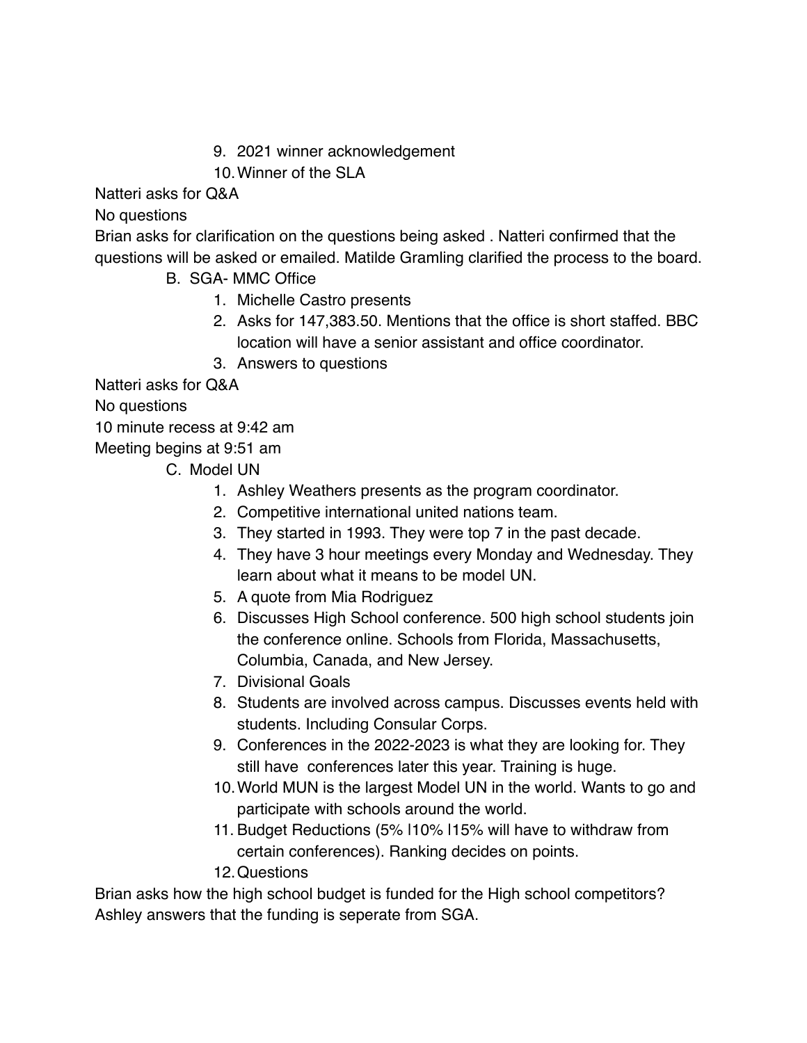9. 2021 winner acknowledgement
10. Winner of the SLA

Natteri asks for Q&A

No questions

Brian asks for clarification on the questions being asked . Natteri confirmed that the questions will be asked or emailed. Matilde Gramling clarified the process to the board.

B. SGA- MMC Office
   1. Michelle Castro presents
   2. Asks for 147,383.50. Mentions that the office is short staffed. BBC location will have a senior assistant and office coordinator.
   3. Answers to questions

Natteri asks for Q&A

No questions

10 minute recess at 9:42 am

Meeting begins at 9:51 am

C. Model UN
   1. Ashley Weathers presents as the program coordinator.
   2. Competitive international united nations team.
   3. They started in 1993. They were top 7 in the past decade.
   4. They have 3 hour meetings every Monday and Wednesday. They learn about what it means to be model UN.
   5. A quote from Mia Rodriguez
   6. Discusses High School conference. 500 high school students join the conference online. Schools from Florida, Massachusetts, Columbia, Canada, and New Jersey.
   7. Divisional Goals
   8. Students are involved across campus. Discusses events held with students. Including Consular Corps.
   9. Conferences in the 2022-2023 is what they are looking for. They still have conferences later this year. Training is huge.
   10. World MUN is the largest Model UN in the world. Wants to go and participate with schools around the world.
   11. Budget Reductions (5% |10% |15% will have to withdraw from certain conferences). Ranking decides on points.
   12. Questions

Brian asks how the high school budget is funded for the High school competitors?

Ashley answers that the funding is seperate from SGA.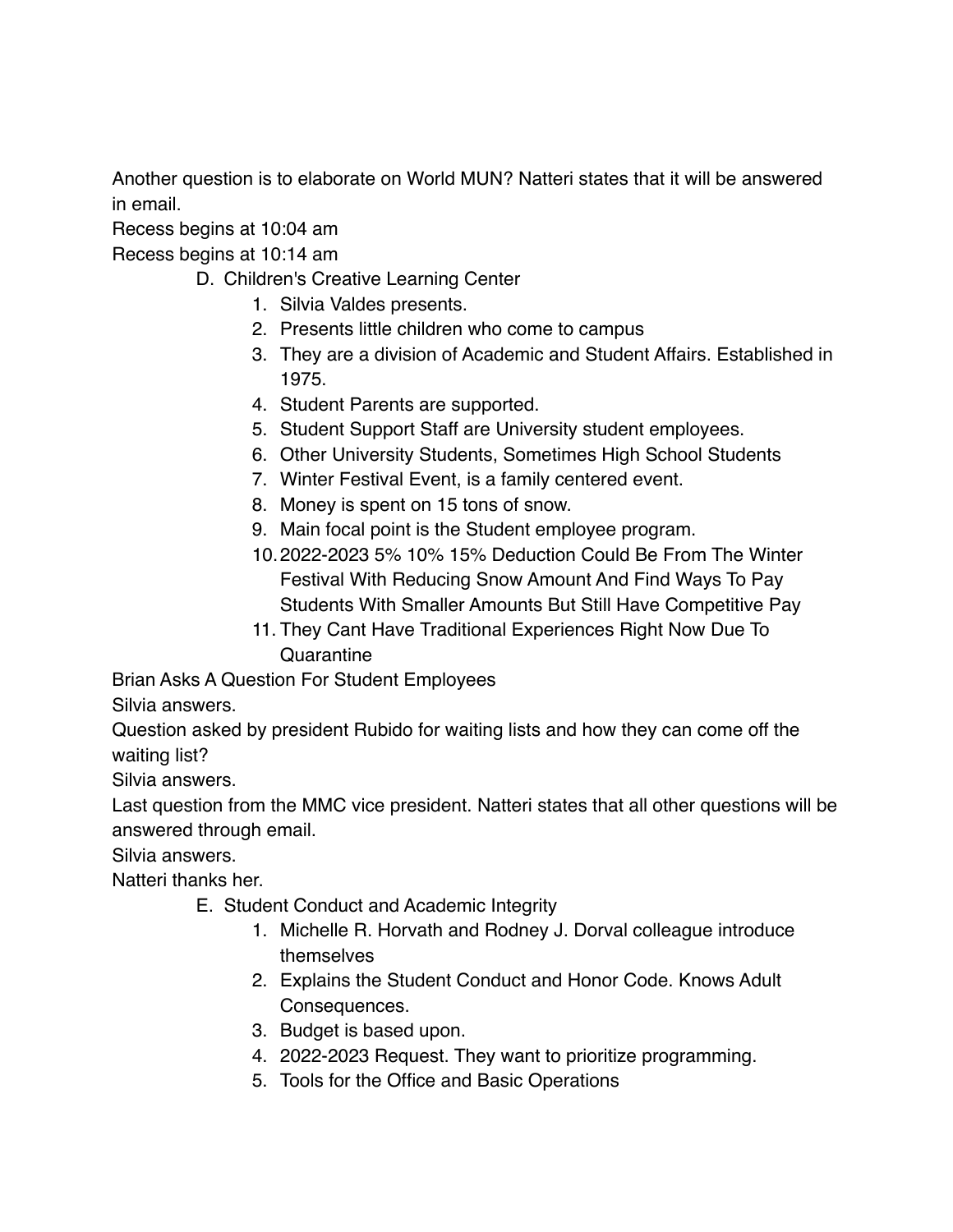Another question is to elaborate on World MUN? Natteri states that it will be answered in email.

Recess begins at 10:04 am

Recess begins at 10:14 am

D. Children's Creative Learning Center
   1. Silvia Valdes presents.
   2. Presents little children who come to campus
   3. They are a division of Academic and Student Affairs. Established in 1975.
   4. Student Parents are supported.
   5. Student Support Staff are University student employees.
   6. Other University Students, Sometimes High School Students
   7. Winter Festival Event, is a family centered event.
   8. Money is spent on 15 tons of snow.
   9. Main focal point is the Student employee program.
   10. 2022-2023 5% 10% 15% Deduction Could Be From The Winter Festival With Reducing Snow Amount And Find Ways To Pay Students With Smaller Amounts But Still Have Competitive Pay
   11. They Cant Have Traditional Experiences Right Now Due To Quarantine

Brian Asks A Question For Student Employees

Silvia answers.

Question asked by president Rubido for waiting lists and how they can come off the waiting list?

Silvia answers.

Last question from the MMC vice president. Natteri states that all other questions will be answered through email.

Silvia answers.

Natteri thanks her.

E. Student Conduct and Academic Integrity
   1. Michelle R. Horvath and Rodney J. Dorval colleague introduce themselves
   2. Explains the Student Conduct and Honor Code. Knows Adult Consequences.
   3. Budget is based upon.
   4. 2022-2023 Request. They want to prioritize programming.
   5. Tools for the Office and Basic Operations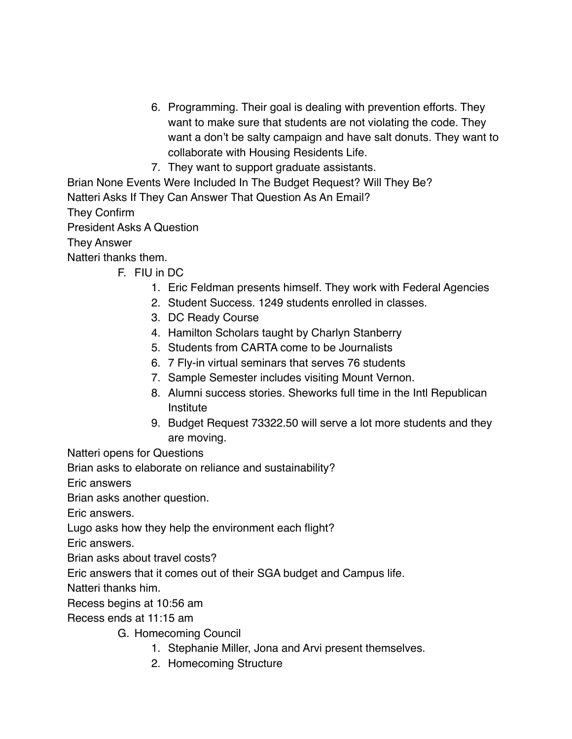6. Programming. Their goal is dealing with prevention efforts. They want to make sure that students are not violating the code. They want a don't be salty campaign and have salt donuts. They want to collaborate with Housing Residents Life.
7. They want to support graduate assistants.

Brian None Events Were Included In The Budget Request? Will They Be?

Natteri Asks If They Can Answer That Question As An Email?

They Confirm

President Asks A Question

They Answer

Natteri thanks them.

F. FIU in DC
1. Eric Feldman presents himself. They work with Federal Agencies
2. Student Success. 1249 students enrolled in classes.
3. DC Ready Course
4. Hamilton Scholars taught by Charlyn Stanberry
5. Students from CARTA come to be Journalists
6. 7 Fly-in virtual seminars that serves 76 students
7. Sample Semester includes visiting Mount Vernon.
8. Alumni success stories. Sheworks full time in the Intl Republican Institute
9. Budget Request 73322.50 will serve a lot more students and they are moving.

Natteri opens for Questions

Brian asks to elaborate on reliance and sustainability?

Eric answers

Brian asks another question.

Eric answers.

Lugo asks how they help the environment each flight?

Eric answers.

Brian asks about travel costs?

Eric answers that it comes out of their SGA budget and Campus life.

Natteri thanks him.

Recess begins at 10:56 am

Recess ends at 11:15 am

G. Homecoming Council
1. Stephanie Miller, Jona and Arvi present themselves.
2. Homecoming Structure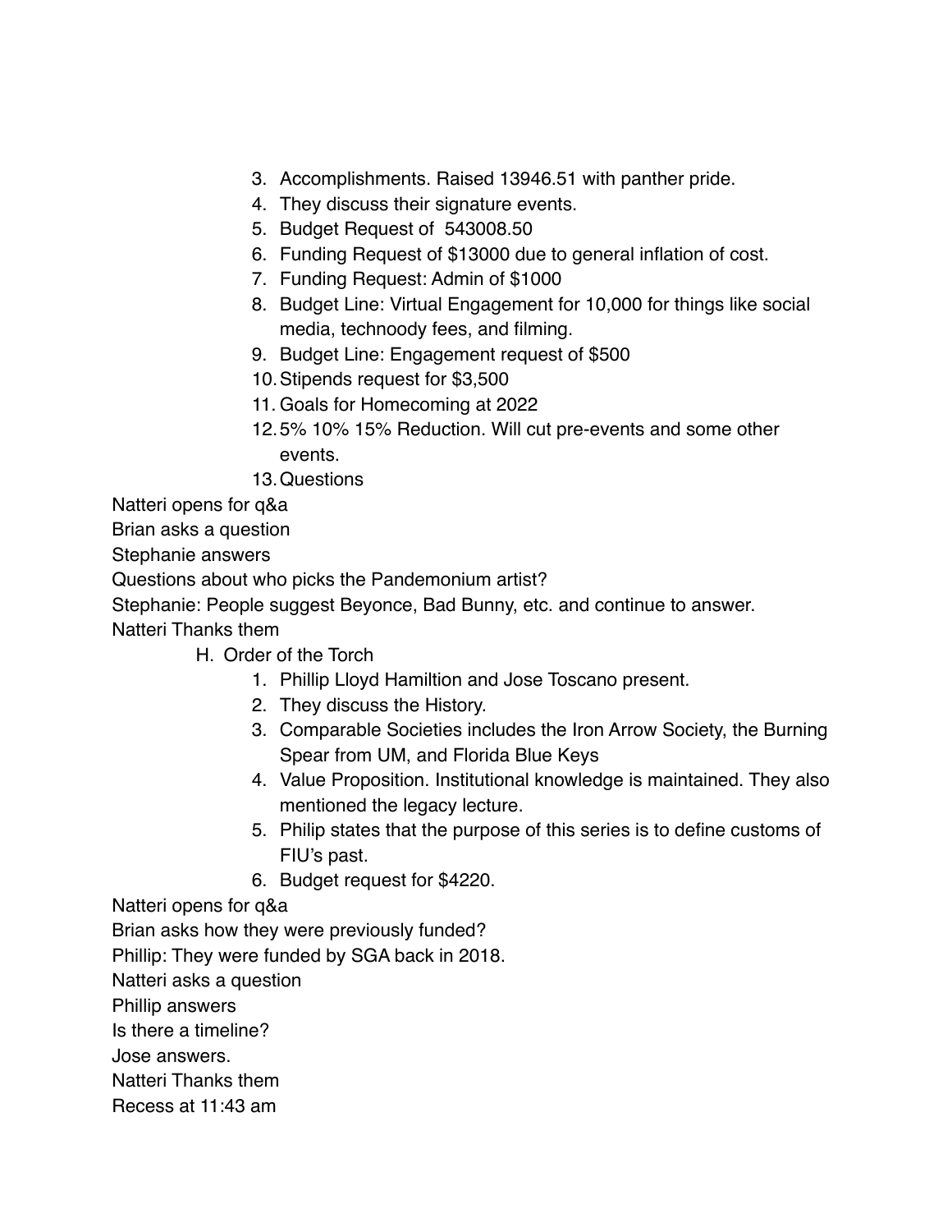3. Accomplishments. Raised 13946.51 with panther pride.
4. They discuss their signature events.
5. Budget Request of 543008.50
6. Funding Request of $13000 due to general inflation of cost.
7. Funding Request: Admin of $1000
8. Budget Line: Virtual Engagement for 10,000 for things like social media, technoody fees, and filming.
9. Budget Line: Engagement request of $500
10. Stipends request for $3,500
11. Goals for Homecoming at 2022
12. 5% 10% 15% Reduction. Will cut pre-events and some other events.
13. Questions

Natteri opens for q&a

Brian asks a question

Stephanie answers

Questions about who picks the Pandemonium artist?

Stephanie: People suggest Beyonce, Bad Bunny, etc. and continue to answer.

Natteri Thanks them

H. Order of the Torch

1. Phillip Lloyd Hamiltion and Jose Toscano present.
2. They discuss the History.
3. Comparable Societies includes the Iron Arrow Society, the Burning Spear from UM, and Florida Blue Keys
4. Value Proposition. Institutional knowledge is maintained. They also mentioned the legacy lecture.
5. Philip states that the purpose of this series is to define customs of FIU's past.
6. Budget request for $4220.

Natteri opens for q&a

Brian asks how they were previously funded?

Phillip: They were funded by SGA back in 2018.

Natteri asks a question

Phillip answers

Is there a timeline?

Jose answers.

Natteri Thanks them

Recess at 11:43 am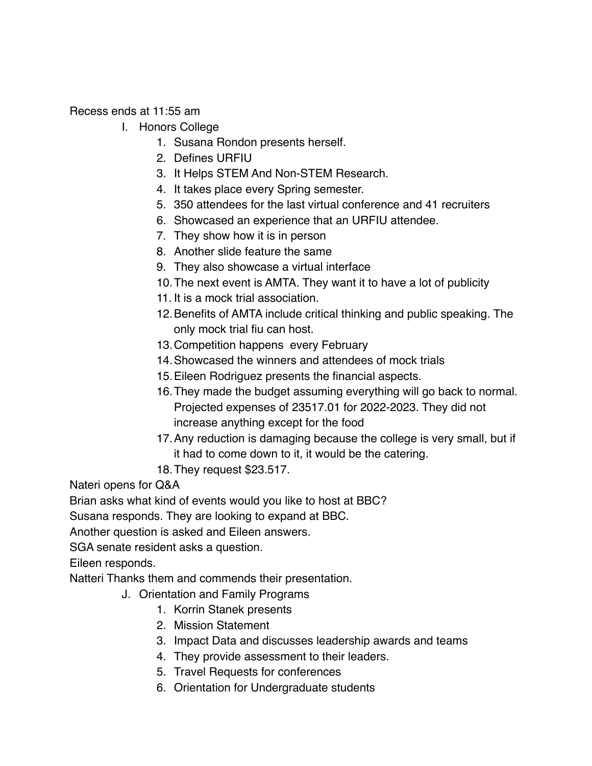Recess ends at 11:55 am

I. Honors College
    1. Susana Rondon presents herself.
    2. Defines URFIU
    3. It Helps STEM And Non-STEM Research.
    4. It takes place every Spring semester.
    5. 350 attendees for the last virtual conference and 41 recruiters
    6. Showcased an experience that an URFIU attendee.
    7. They show how it is in person
    8. Another slide feature the same
    9. They also showcase a virtual interface
    10. The next event is AMTA. They want it to have a lot of publicity
    11. It is a mock trial association.
    12. Benefits of AMTA include critical thinking and public speaking. The only mock trial fiu can host.
    13. Competition happens every February
    14. Showcased the winners and attendees of mock trials
    15. Eileen Rodriguez presents the financial aspects.
    16. They made the budget assuming everything will go back to normal. Projected expenses of 23517.01 for 2022-2023. They did not increase anything except for the food
    17. Any reduction is damaging because the college is very small, but if it had to come down to it, it would be the catering.
    18. They request $23.517.

Nateri opens for Q&A

Brian asks what kind of events would you like to host at BBC?

Susana responds. They are looking to expand at BBC.

Another question is asked and Eileen answers.

SGA senate resident asks a question.

Eileen responds.

Natteri Thanks them and commends their presentation.

J. Orientation and Family Programs
    1. Korrin Stanek presents
    2. Mission Statement
    3. Impact Data and discusses leadership awards and teams
    4. They provide assessment to their leaders.
    5. Travel Requests for conferences
    6. Orientation for Undergraduate students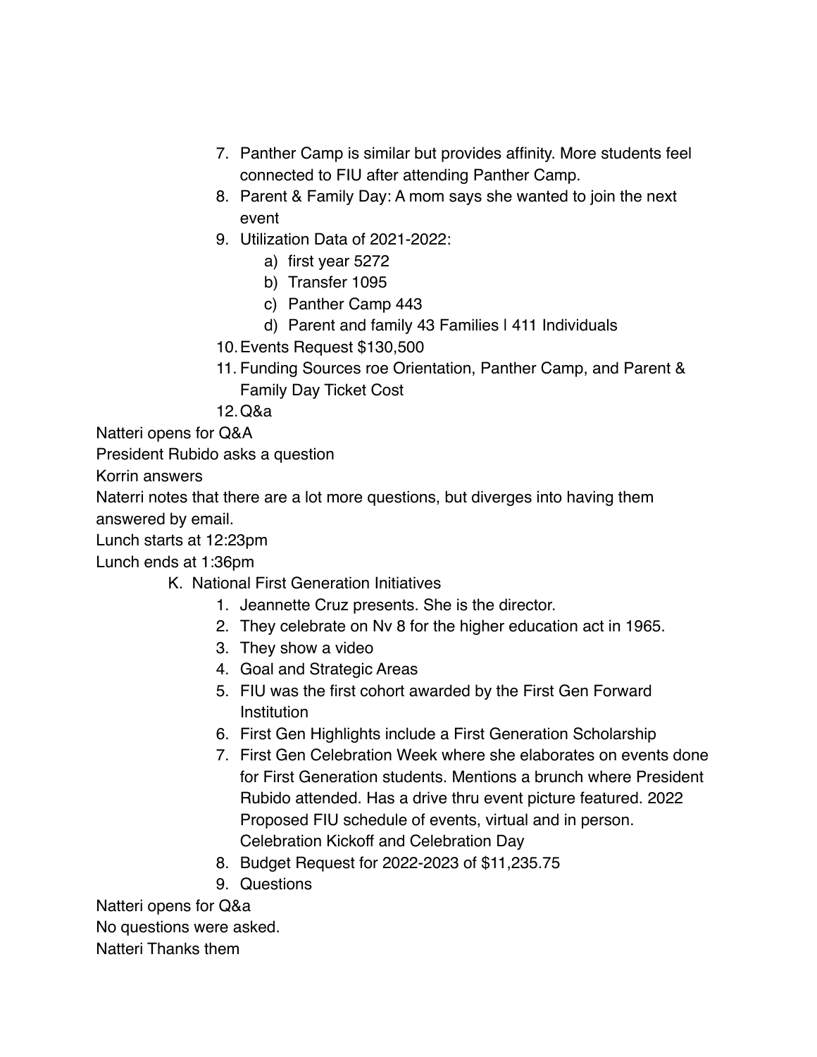7. Panther Camp is similar but provides affinity. More students feel connected to FIU after attending Panther Camp.
8. Parent & Family Day: A mom says she wanted to join the next event
9. Utilization Data of 2021-2022:
    a) first year 5272
    b) Transfer 1095
    c) Panther Camp 443
    d) Parent and family 43 Families | 411 Individuals
10. Events Request $130,500
11. Funding Sources roe Orientation, Panther Camp, and Parent & Family Day Ticket Cost
12. Q&a

Natteri opens for Q&A

President Rubido asks a question

Korrin answers

Naterri notes that there are a lot more questions, but diverges into having them answered by email.

Lunch starts at 12:23pm

Lunch ends at 1:36pm

K. National First Generation Initiatives
1. Jeannette Cruz presents. She is the director.
2. They celebrate on Nv 8 for the higher education act in 1965.
3. They show a video
4. Goal and Strategic Areas
5. FIU was the first cohort awarded by the First Gen Forward Institution
6. First Gen Highlights include a First Generation Scholarship
7. First Gen Celebration Week where she elaborates on events done for First Generation students. Mentions a brunch where President Rubido attended. Has a drive thru event picture featured. 2022 Proposed FIU schedule of events, virtual and in person. Celebration Kickoff and Celebration Day
8. Budget Request for 2022-2023 of $11,235.75
9. Questions

Natteri opens for Q&a

No questions were asked.

Natteri Thanks them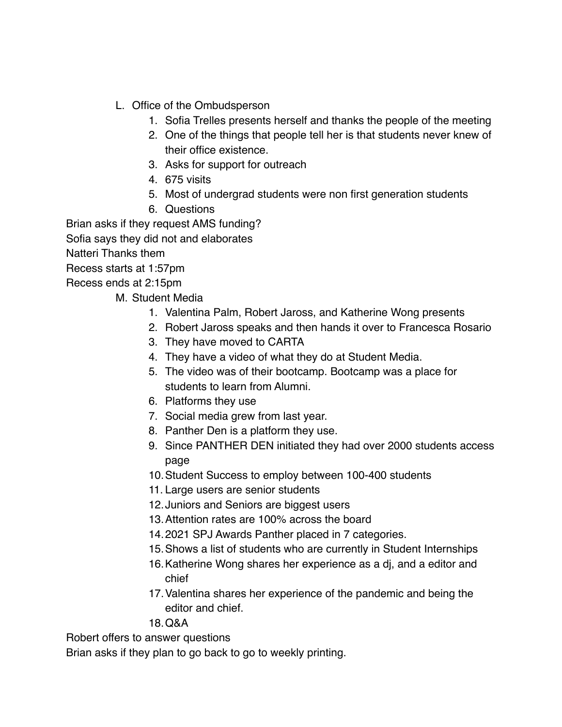L. Office of the Ombudsperson
    1. Sofia Trelles presents herself and thanks the people of the meeting
    2. One of the things that people tell her is that students never knew of their office existence.
    3. Asks for support for outreach
    4. 675 visits
    5. Most of undergrad students were non first generation students
    6. Questions

Brian asks if they request AMS funding?
Sofia says they did not and elaborates
Natteri Thanks them
Recess starts at 1:57pm
Recess ends at 2:15pm

M. Student Media
    1. Valentina Palm, Robert Jaross, and Katherine Wong presents
    2. Robert Jaross speaks and then hands it over to Francesca Rosario
    3. They have moved to CARTA
    4. They have a video of what they do at Student Media.
    5. The video was of their bootcamp. Bootcamp was a place for students to learn from Alumni.
    6. Platforms they use
    7. Social media grew from last year.
    8. Panther Den is a platform they use.
    9. Since PANTHER DEN initiated they had over 2000 students access page
    10. Student Success to employ between 100-400 students
    11. Large users are senior students
    12. Juniors and Seniors are biggest users
    13. Attention rates are 100% across the board
    14. 2021 SPJ Awards Panther placed in 7 categories.
    15. Shows a list of students who are currently in Student Internships
    16. Katherine Wong shares her experience as a dj, and a editor and chief
    17. Valentina shares her experience of the pandemic and being the editor and chief.
    18. Q&A

Robert offers to answer questions
Brian asks if they plan to go back to go to weekly printing.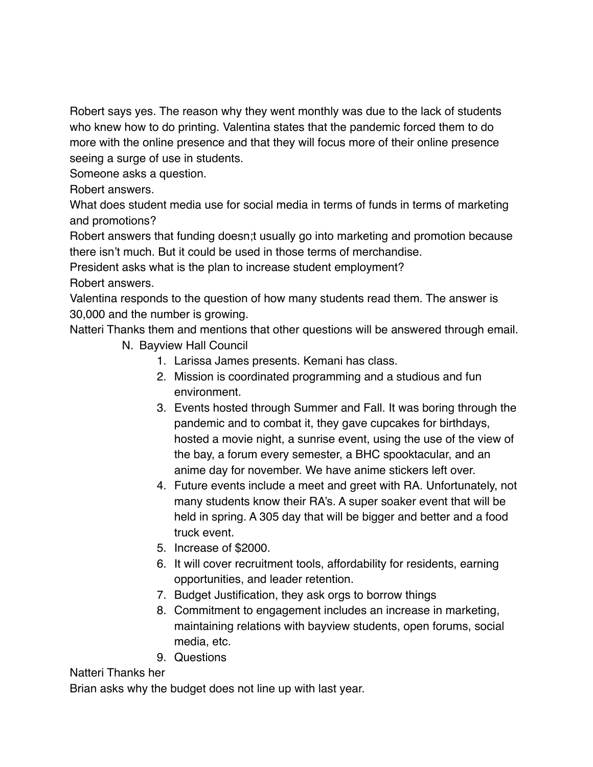Robert says yes. The reason why they went monthly was due to the lack of students who knew how to do printing. Valentina states that the pandemic forced them to do more with the online presence and that they will focus more of their online presence seeing a surge of use in students.

Someone asks a question.

Robert answers.

What does student media use for social media in terms of funds in terms of marketing and promotions?

Robert answers that funding doesn;t usually go into marketing and promotion because there isn't much. But it could be used in those terms of merchandise.

President asks what is the plan to increase student employment?

Robert answers.

Valentina responds to the question of how many students read them. The answer is 30,000 and the number is growing.

Natteri Thanks them and mentions that other questions will be answered through email.

N. Bayview Hall Council

1. Larissa James presents. Kemani has class.
2. Mission is coordinated programming and a studious and fun environment.
3. Events hosted through Summer and Fall. It was boring through the pandemic and to combat it, they gave cupcakes for birthdays, hosted a movie night, a sunrise event, using the use of the view of the bay, a forum every semester, a BHC spooktacular, and an anime day for november. We have anime stickers left over.
4. Future events include a meet and greet with RA. Unfortunately, not many students know their RA's. A super soaker event that will be held in spring. A 305 day that will be bigger and better and a food truck event.
5. Increase of $2000.
6. It will cover recruitment tools, affordability for residents, earning opportunities, and leader retention.
7. Budget Justification, they ask orgs to borrow things
8. Commitment to engagement includes an increase in marketing, maintaining relations with bayview students, open forums, social media, etc.
9. Questions

Natteri Thanks her

Brian asks why the budget does not line up with last year.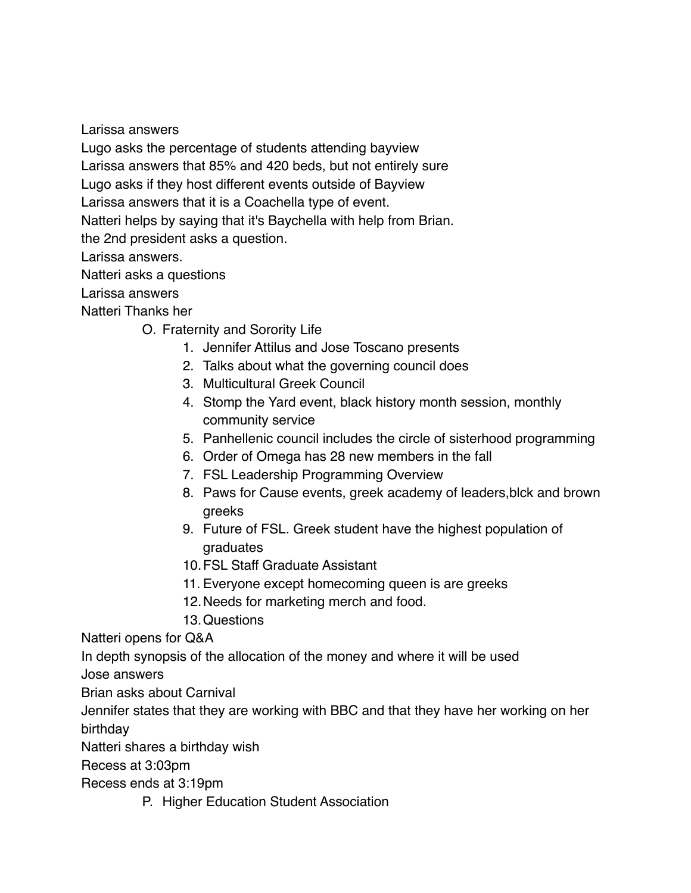Larissa answers

Lugo asks the percentage of students attending bayview

Larissa answers that 85% and 420 beds, but not entirely sure

Lugo asks if they host different events outside of Bayview

Larissa answers that it is a Coachella type of event.

Natteri helps by saying that it's Baychella with help from Brian.

the 2nd president asks a question.

Larissa answers.

Natteri asks a questions

Larissa answers

Natteri Thanks her

O. Fraternity and Sorority Life

1. Jennifer Attilus and Jose Toscano presents
2. Talks about what the governing council does
3. Multicultural Greek Council
4. Stomp the Yard event, black history month session, monthly community service
5. Panhellenic council includes the circle of sisterhood programming
6. Order of Omega has 28 new members in the fall
7. FSL Leadership Programming Overview
8. Paws for Cause events, greek academy of leaders,blck and brown greeks
9. Future of FSL. Greek student have the highest population of graduates
10. FSL Staff Graduate Assistant
11. Everyone except homecoming queen is are greeks
12. Needs for marketing merch and food.
13. Questions

Natteri opens for Q&A

In depth synopsis of the allocation of the money and where it will be used

Jose answers

Brian asks about Carnival

Jennifer states that they are working with BBC and that they have her working on her birthday

Natteri shares a birthday wish

Recess at 3:03pm

Recess ends at 3:19pm

P. Higher Education Student Association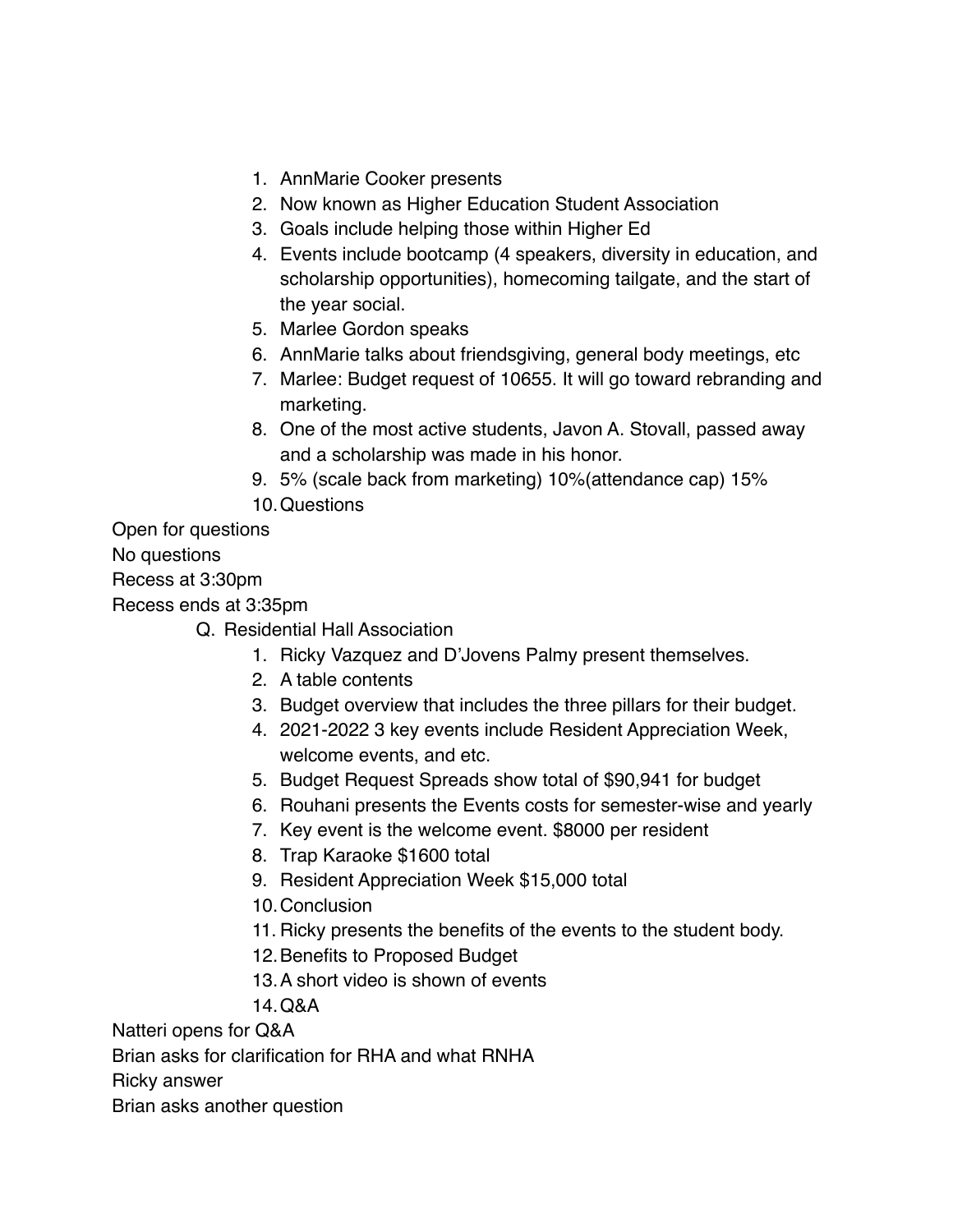1. AnnMarie Cooker presents
2. Now known as Higher Education Student Association
3. Goals include helping those within Higher Ed
4. Events include bootcamp (4 speakers, diversity in education, and scholarship opportunities), homecoming tailgate, and the start of the year social.
5. Marlee Gordon speaks
6. AnnMarie talks about friendsgiving, general body meetings, etc
7. Marlee: Budget request of 10655. It will go toward rebranding and marketing.
8. One of the most active students, Javon A. Stovall, passed away and a scholarship was made in his honor.
9. 5% (scale back from marketing) 10%(attendance cap) 15%
10. Questions

Open for questions

No questions

Recess at 3:30pm

Recess ends at 3:35pm

Q. Residential Hall Association

1. Ricky Vazquez and D'Jovens Palmy present themselves.
2. A table contents
3. Budget overview that includes the three pillars for their budget.
4. 2021-2022 3 key events include Resident Appreciation Week, welcome events, and etc.
5. Budget Request Spreads show total of $90,941 for budget
6. Rouhani presents the Events costs for semester-wise and yearly
7. Key event is the welcome event. $8000 per resident
8. Trap Karaoke $1600 total
9. Resident Appreciation Week $15,000 total
10. Conclusion
11. Ricky presents the benefits of the events to the student body.
12. Benefits to Proposed Budget
13. A short video is shown of events
14. Q&A

Natteri opens for Q&A

Brian asks for clarification for RHA and what RNHA

Ricky answer

Brian asks another question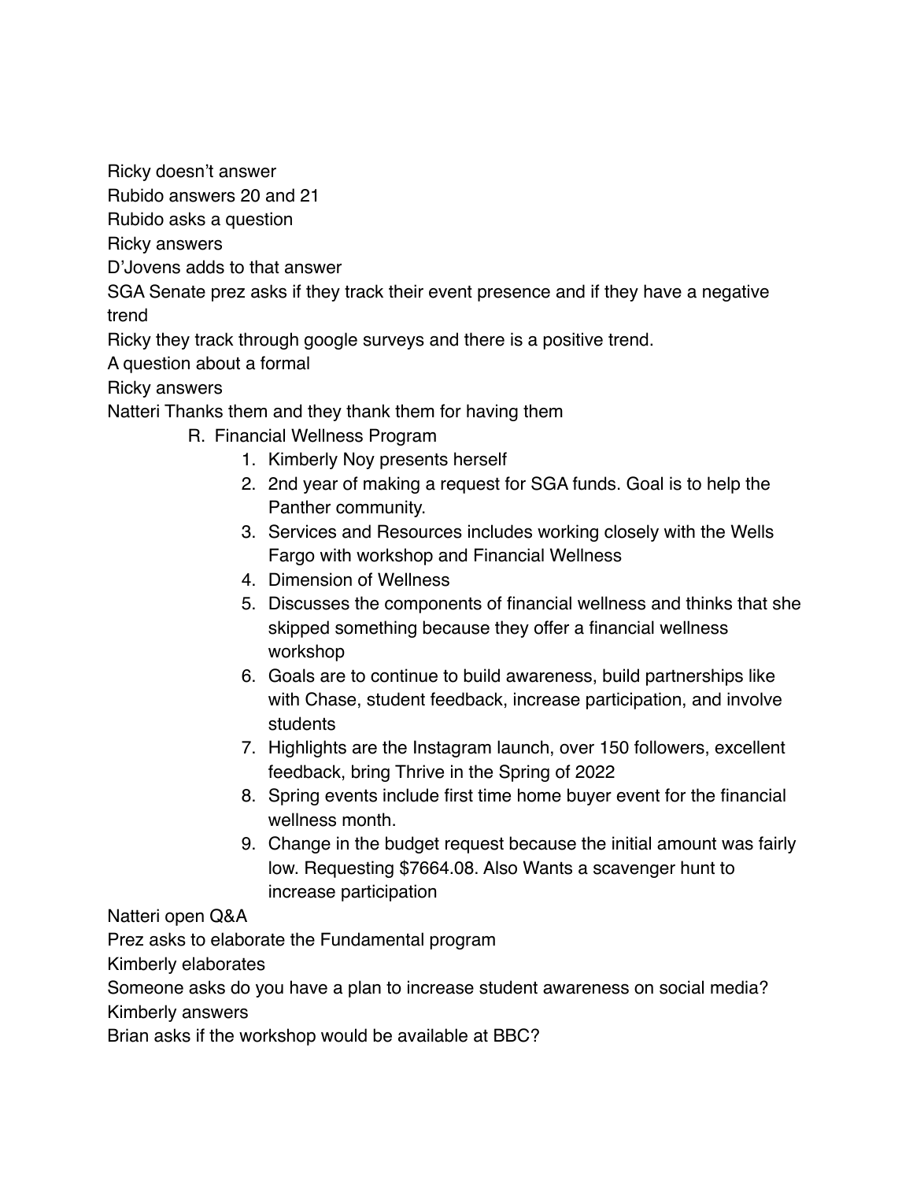Ricky doesn't answer
Rubido answers 20 and 21
Rubido asks a question
Ricky answers
D'Jovens adds to that answer
SGA Senate prez asks if they track their event presence and if they have a negative trend
Ricky they track through google surveys and there is a positive trend.
A question about a formal
Ricky answers
Natteri Thanks them and they thank them for having them

R. Financial Wellness Program

1. Kimberly Noy presents herself
2. 2nd year of making a request for SGA funds. Goal is to help the Panther community.
3. Services and Resources includes working closely with the Wells Fargo with workshop and Financial Wellness
4. Dimension of Wellness
5. Discusses the components of financial wellness and thinks that she skipped something because they offer a financial wellness workshop
6. Goals are to continue to build awareness, build partnerships like with Chase, student feedback, increase participation, and involve students
7. Highlights are the Instagram launch, over 150 followers, excellent feedback, bring Thrive in the Spring of 2022
8. Spring events include first time home buyer event for the financial wellness month.
9. Change in the budget request because the initial amount was fairly low. Requesting $7664.08. Also Wants a scavenger hunt to increase participation

Natteri open Q&A
Prez asks to elaborate the Fundamental program
Kimberly elaborates
Someone asks do you have a plan to increase student awareness on social media?
Kimberly answers
Brian asks if the workshop would be available at BBC?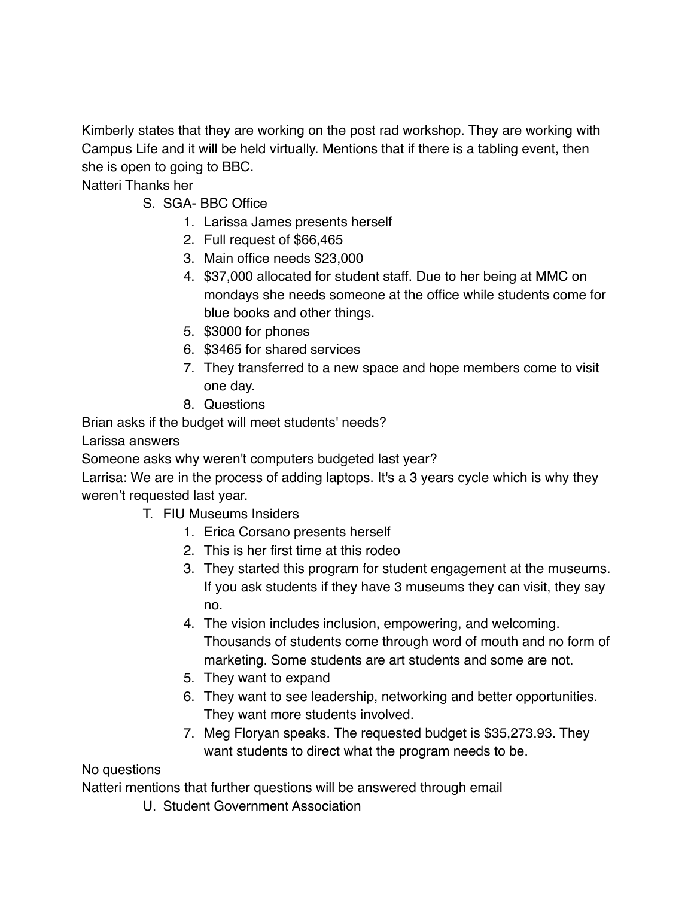Kimberly states that they are working on the post rad workshop. They are working with Campus Life and it will be held virtually. Mentions that if there is a tabling event, then she is open to going to BBC.

Natteri Thanks her

S. SGA- BBC Office
    1. Larissa James presents herself
    2. Full request of $66,465
    3. Main office needs $23,000
    4. $37,000 allocated for student staff. Due to her being at MMC on mondays she needs someone at the office while students come for blue books and other things.
    5. $3000 for phones
    6. $3465 for shared services
    7. They transferred to a new space and hope members come to visit one day.
    8. Questions

Brian asks if the budget will meet students' needs?

Larissa answers

Someone asks why weren't computers budgeted last year?

Larrisa: We are in the process of adding laptops. It's a 3 years cycle which is why they weren't requested last year.

T. FIU Museums Insiders
    1. Erica Corsano presents herself
    2. This is her first time at this rodeo
    3. They started this program for student engagement at the museums. If you ask students if they have 3 museums they can visit, they say no.
    4. The vision includes inclusion, empowering, and welcoming. Thousands of students come through word of mouth and no form of marketing. Some students are art students and some are not.
    5. They want to expand
    6. They want to see leadership, networking and better opportunities. They want more students involved.
    7. Meg Floryan speaks. The requested budget is $35,273.93. They want students to direct what the program needs to be.

No questions

Natteri mentions that further questions will be answered through email

U. Student Government Association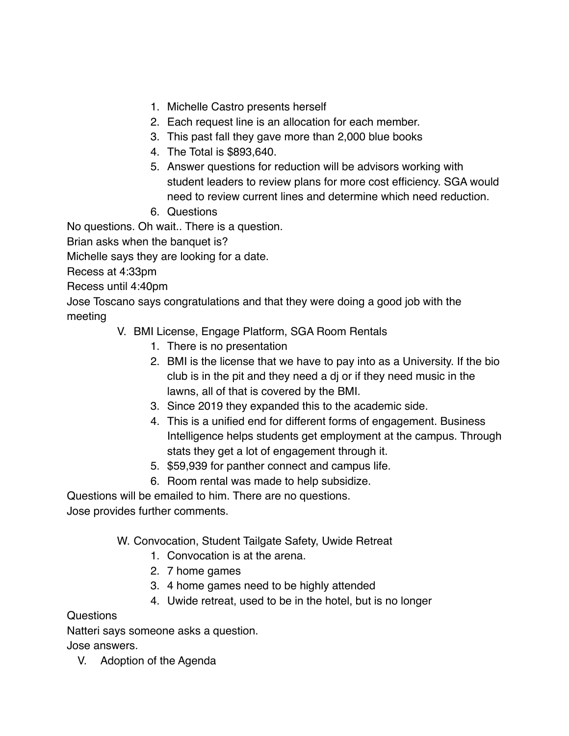1. Michelle Castro presents herself
2. Each request line is an allocation for each member.
3. This past fall they gave more than 2,000 blue books
4. The Total is $893,640.
5. Answer questions for reduction will be advisors working with student leaders to review plans for more cost efficiency. SGA would need to review current lines and determine which need reduction.
6. Questions

No questions. Oh wait.. There is a question.

Brian asks when the banquet is?

Michelle says they are looking for a date.

Recess at 4:33pm

Recess until 4:40pm

Jose Toscano says congratulations and that they were doing a good job with the meeting

V. BMI License, Engage Platform, SGA Room Rentals

1. There is no presentation
2. BMI is the license that we have to pay into as a University. If the bio club is in the pit and they need a dj or if they need music in the lawns, all of that is covered by the BMI.
3. Since 2019 they expanded this to the academic side.
4. This is a unified end for different forms of engagement. Business Intelligence helps students get employment at the campus. Through stats they get a lot of engagement through it.
5. $59,939 for panther connect and campus life.
6. Room rental was made to help subsidize.

Questions will be emailed to him. There are no questions.

Jose provides further comments.

W. Convocation, Student Tailgate Safety, Uwide Retreat

1. Convocation is at the arena.
2. 7 home games
3. 4 home games need to be highly attended
4. Uwide retreat, used to be in the hotel, but is no longer

Questions

Natteri says someone asks a question.

Jose answers.

V. Adoption of the Agenda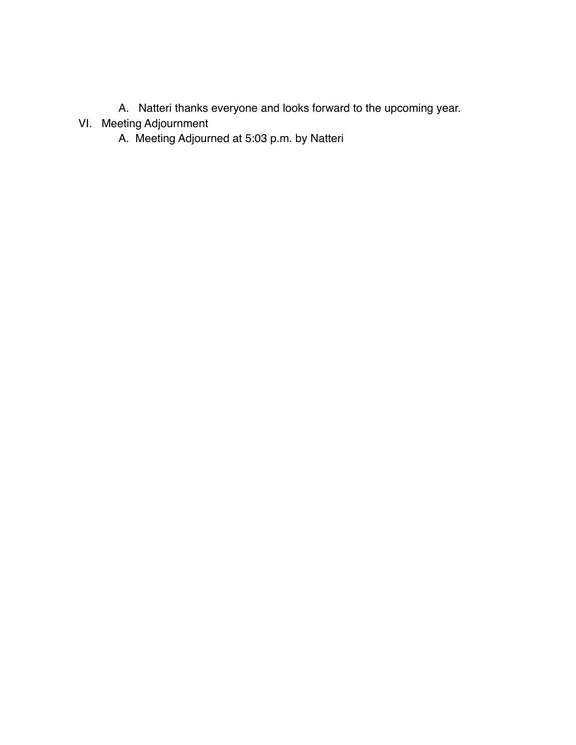A. Natteri thanks everyone and looks forward to the upcoming year.

VI. Meeting Adjournment

   A. Meeting Adjourned at 5:03 p.m. by Natteri